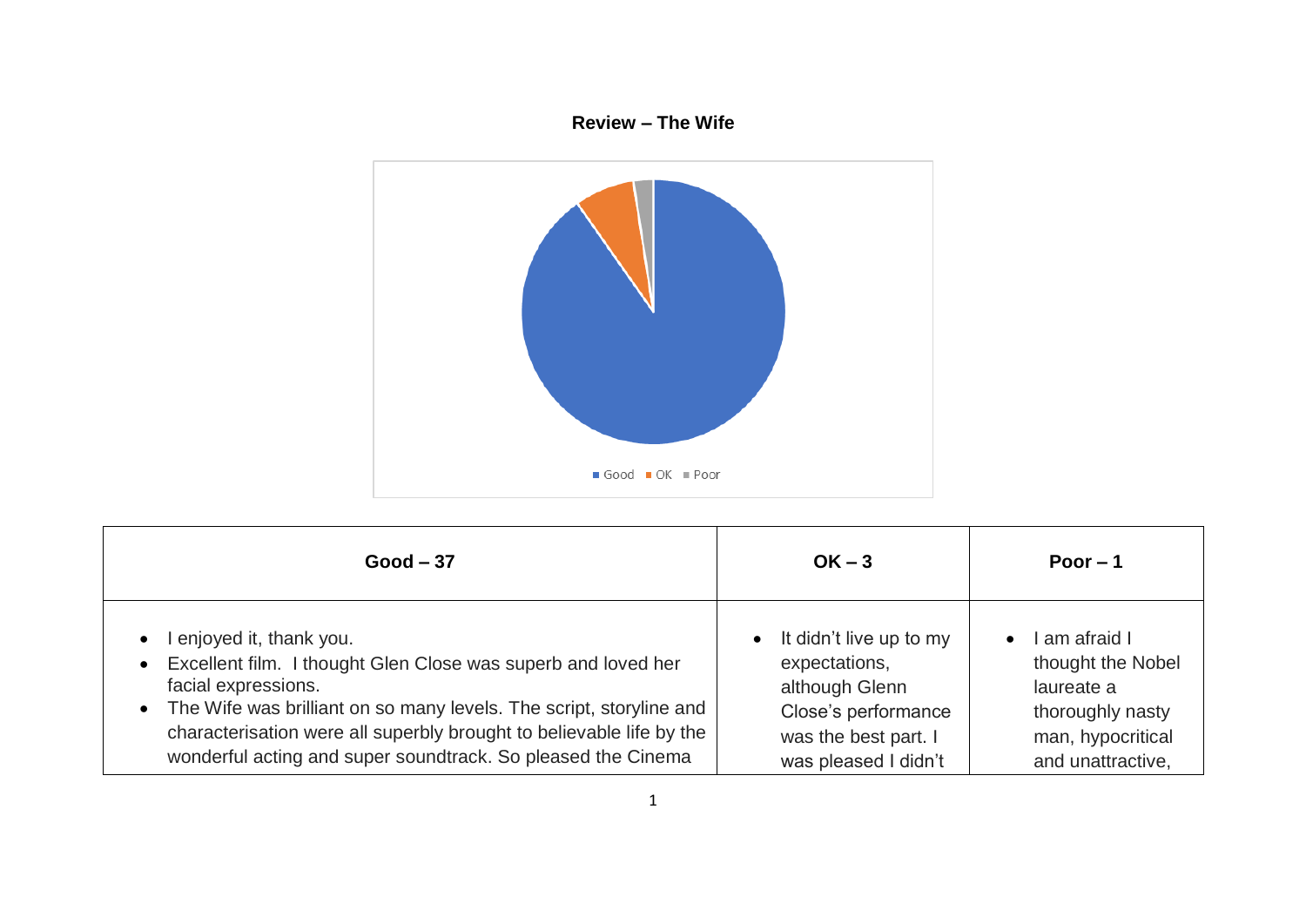**Review – The Wife**

■ Good ■ OK ■ Poor

| Good – 37 | OK – 3 | Poor – 1 |
|---|---|---|
| • I enjoyed it, thank you.<br>• Excellent film. I thought Glen Close was superb and loved her facial expressions.<br>• The Wife was brilliant on so many levels. The script, storyline and characterisation were all superbly brought to believable life by the wonderful acting and super soundtrack. So pleased the Cinema | • It didn't live up to my expectations, although Glenn Close's performance was the best part. I was pleased I didn't | • I am afraid I thought the Nobel laureate a thoroughly nasty man, hypocritical and unattractive, |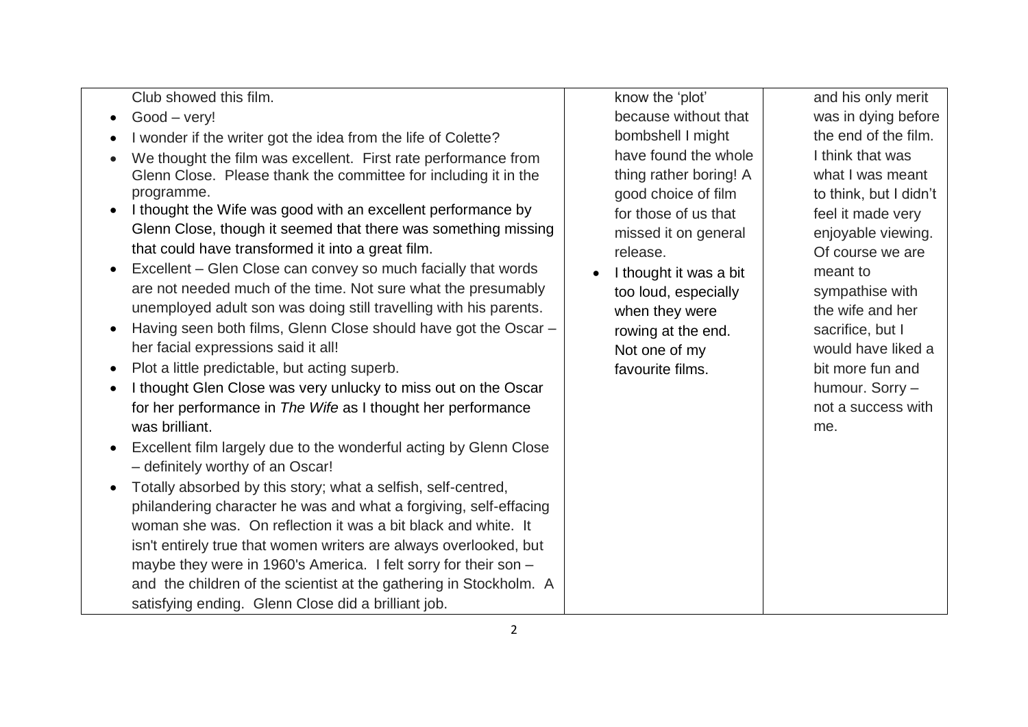| | | |
|---|---|---|
| Club showed this film.<br>• Good – very!<br>• I wonder if the writer got the idea from the life of Colette?<br>• We thought the film was excellent. First rate performance from Glenn Close. Please thank the committee for including it in the programme.<br>• I thought the Wife was good with an excellent performance by Glenn Close, though it seemed that there was something missing that could have transformed it into a great film.<br>• Excellent – Glen Close can convey so much facially that words are not needed much of the time. Not sure what the presumably unemployed adult son was doing still travelling with his parents.<br>• Having seen both films, Glenn Close should have got the Oscar – her facial expressions said it all!<br>• Plot a little predictable, but acting superb.<br>• I thought Glen Close was very unlucky to miss out on the Oscar for her performance in *The Wife* as I thought her performance was brilliant.<br>• Excellent film largely due to the wonderful acting by Glenn Close – definitely worthy of an Oscar!<br>• Totally absorbed by this story; what a selfish, self-centred, philandering character he was and what a forgiving, self-effacing woman she was. On reflection it was a bit black and white. It isn't entirely true that women writers are always overlooked, but maybe they were in 1960's America. I felt sorry for their son – and the children of the scientist at the gathering in Stockholm. A satisfying ending. Glenn Close did a brilliant job. | know the 'plot' because without that bombshell I might have found the whole thing rather boring! A good choice of film for those of us that missed it on general release.<br>• I thought it was a bit too loud, especially when they were rowing at the end. Not one of my favourite films. | and his only merit was in dying before the end of the film. I think that was what I was meant to think, but I didn't feel it made very enjoyable viewing. Of course we are meant to sympathise with the wife and her sacrifice, but I would have liked a bit more fun and humour. Sorry – not a success with me. |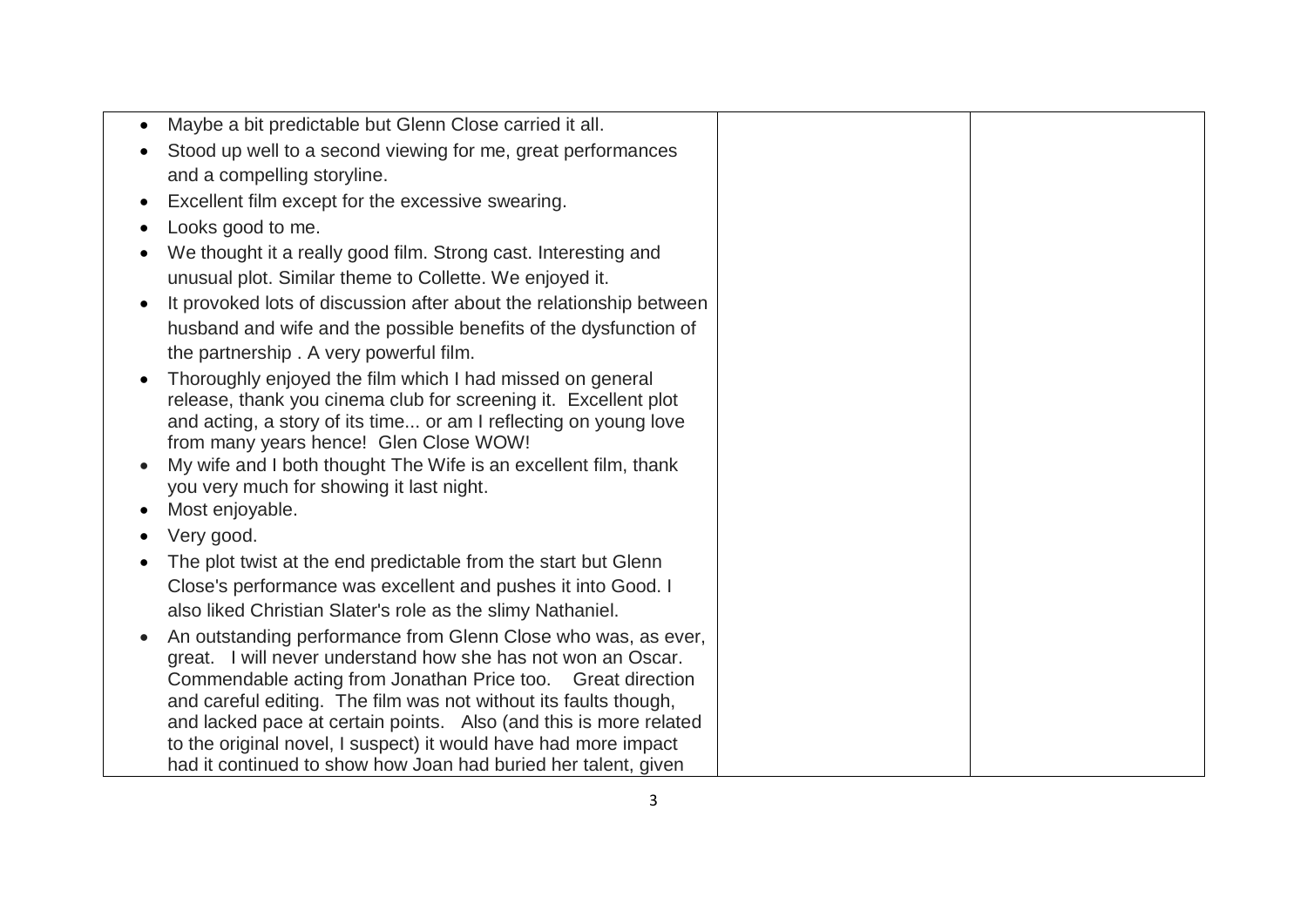| | | |
|---|---|---|
| • Maybe a bit predictable but Glenn Close carried it all.<br>• Stood up well to a second viewing for me, great performances and a compelling storyline.<br>• Excellent film except for the excessive swearing.<br>• Looks good to me.<br>• We thought it a really good film. Strong cast. Interesting and unusual plot. Similar theme to Collette. We enjoyed it.<br>• It provoked lots of discussion after about the relationship between husband and wife and the possible benefits of the dysfunction of the partnership . A very powerful film.<br>• Thoroughly enjoyed the film which I had missed on general release, thank you cinema club for screening it. Excellent plot and acting, a story of its time... or am I reflecting on young love from many years hence! Glen Close WOW!<br>• My wife and I both thought The Wife is an excellent film, thank you very much for showing it last night.<br>• Most enjoyable.<br>• Very good.<br>• The plot twist at the end predictable from the start but Glenn Close's performance was excellent and pushes it into Good. I also liked Christian Slater's role as the slimy Nathaniel.<br>• An outstanding performance from Glenn Close who was, as ever, great. I will never understand how she has not won an Oscar. Commendable acting from Jonathan Price too. Great direction and careful editing. The film was not without its faults though, and lacked pace at certain points. Also (and this is more related to the original novel, I suspect) it would have had more impact had it continued to show how Joan had buried her talent, given | | |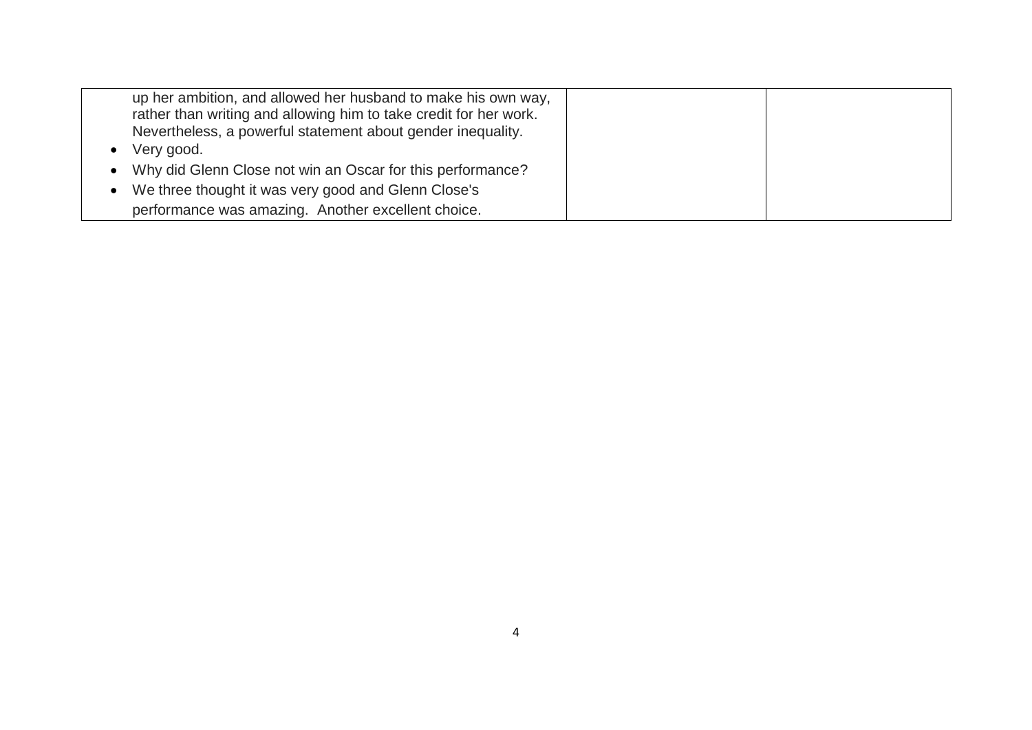| | | |
|---|---|---|
| up her ambition, and allowed her husband to make his own way, rather than writing and allowing him to take credit for her work. Nevertheless, a powerful statement about gender inequality.<br>• Very good.<br>• Why did Glenn Close not win an Oscar for this performance?<br>• We three thought it was very good and Glenn Close's performance was amazing. Another excellent choice. | | |